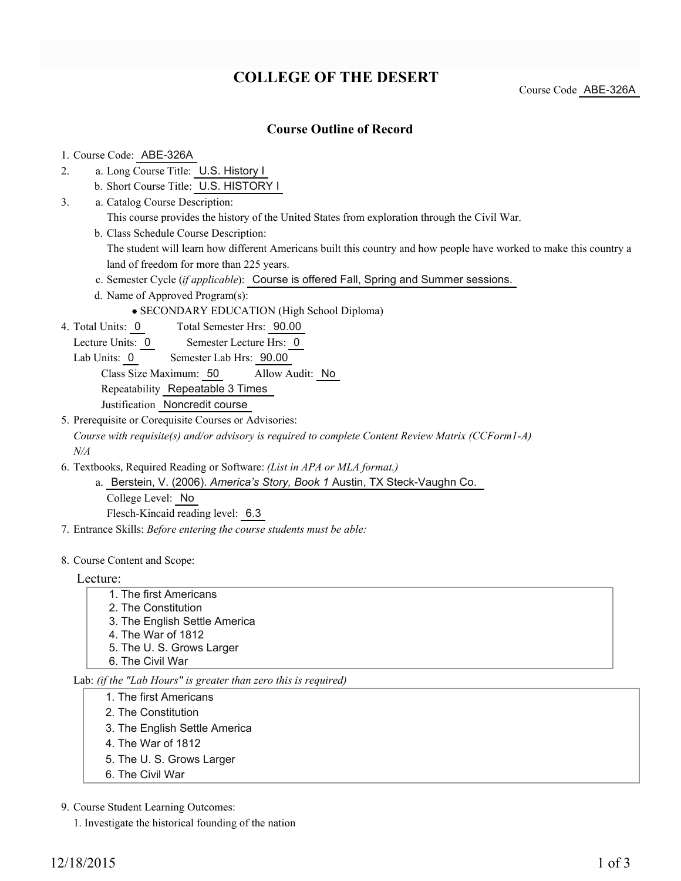# COLLEGE OF THE DESERT

Course Code ABE-326A

## Course Outline of Record

1. Course Code: ABE-326A
2. a. Long Course Title: U.S. History I
   b. Short Course Title: U.S. HISTORY I
3. a. Catalog Course Description:
   This course provides the history of the United States from exploration through the Civil War.
   b. Class Schedule Course Description:
   The student will learn how different Americans built this country and how people have worked to make this country a land of freedom for more than 225 years.
   c. Semester Cycle (*if applicable*): Course is offered Fall, Spring and Summer sessions.
   d. Name of Approved Program(s):
      - SECONDARY EDUCATION (High School Diploma)
4. Total Units: 0 Total Semester Hrs: 90.00
   Lecture Units: 0 Semester Lecture Hrs: 0
   Lab Units: 0 Semester Lab Hrs: 90.00
   Class Size Maximum: 50 Allow Audit: No
   Repeatability Repeatable 3 Times
   Justification Noncredit course
5. Prerequisite or Corequisite Courses or Advisories:
   *Course with requisite(s) and/or advisory is required to complete Content Review Matrix (CCForm1-A)*
   *N/A*
6. Textbooks, Required Reading or Software: *(List in APA or MLA format.)*
   a. Berstein, V. (2006). *America's Story, Book 1* Austin, TX Steck-Vaughn Co.
      College Level: No
      Flesch-Kincaid reading level: 6.3
7. Entrance Skills: *Before entering the course students must be able:*
8. Course Content and Scope:

Lecture:

1. The first Americans
2. The Constitution
3. The English Settle America
4. The War of 1812
5. The U. S. Grows Larger
6. The Civil War

Lab: *(if the "Lab Hours" is greater than zero this is required)*

1. The first Americans
2. The Constitution
3. The English Settle America
4. The War of 1812
5. The U. S. Grows Larger
6. The Civil War

9. Course Student Learning Outcomes:
   1. Investigate the historical founding of the nation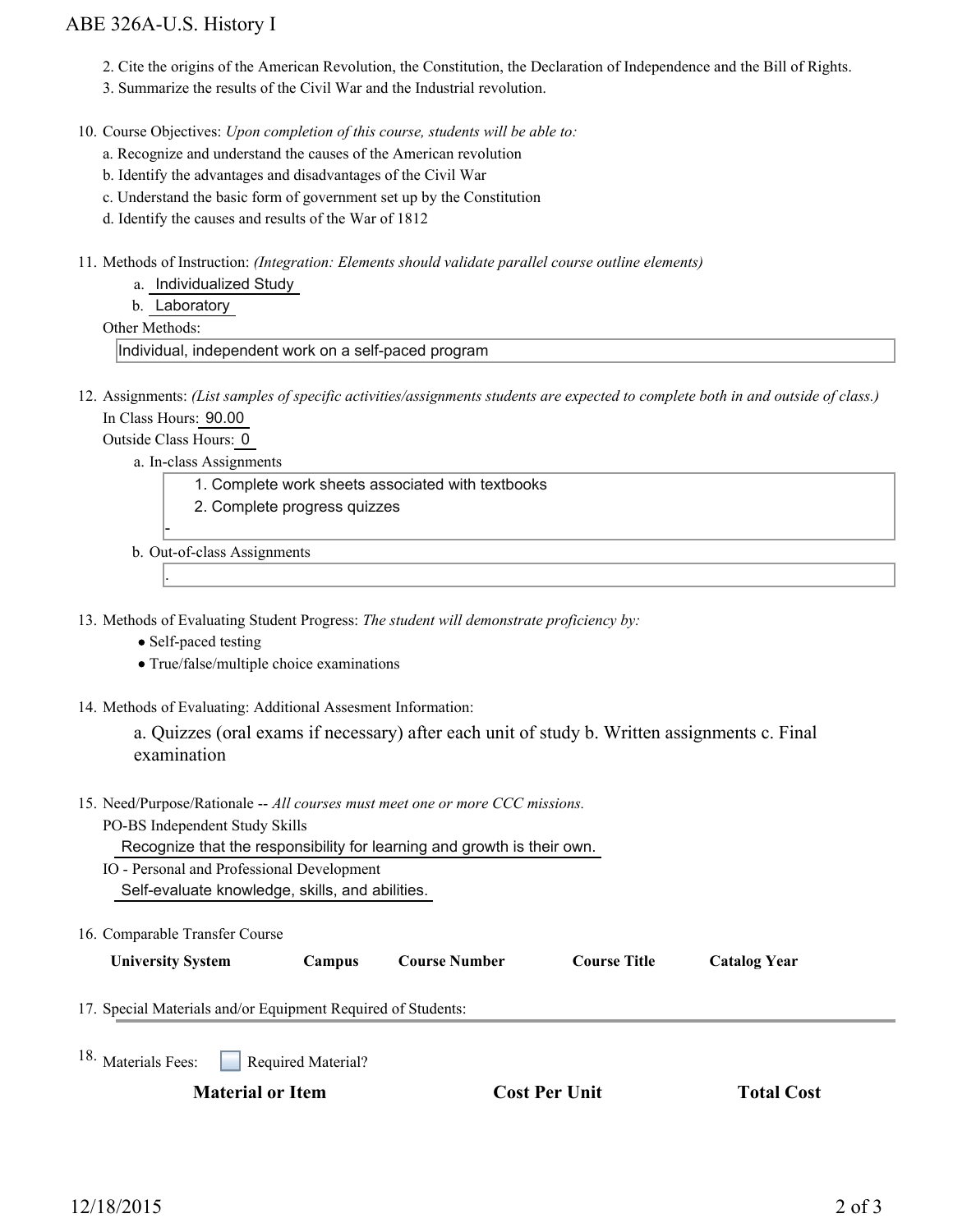2. Cite the origins of the American Revolution, the Constitution, the Declaration of Independence and the Bill of Rights.
3. Summarize the results of the Civil War and the Industrial revolution.

10. Course Objectives: *Upon completion of this course, students will be able to:*

    a. Recognize and understand the causes of the American revolution

    b. Identify the advantages and disadvantages of the Civil War

    c. Understand the basic form of government set up by the Constitution

    d. Identify the causes and results of the War of 1812

11. Methods of Instruction: *(Integration: Elements should validate parallel course outline elements)*

    a. Individualized Study

    b. Laboratory

    Other Methods:

    Individual, independent work on a self-paced program

12. Assignments: *(List samples of specific activities/assignments students are expected to complete both in and outside of class.)*

    In Class Hours: 90.00

    Outside Class Hours: 0

    a. In-class Assignments

    1. Complete work sheets associated with textbooks
    2. Complete progress quizzes

    -

    b. Out-of-class Assignments

    .

13. Methods of Evaluating Student Progress: *The student will demonstrate proficiency by:*
    - Self-paced testing
    - True/false/multiple choice examinations

14. Methods of Evaluating: Additional Assesment Information:

    a. Quizzes (oral exams if necessary) after each unit of study b. Written assignments c. Final examination

15. Need/Purpose/Rationale -- *All courses must meet one or more CCC missions.*

    PO-BS Independent Study Skills

    Recognize that the responsibility for learning and growth is their own.

    IO - Personal and Professional Development

    Self-evaluate knowledge, skills, and abilities.

16. Comparable Transfer Course

| University System | Campus | Course Number | Course Title | Catalog Year |
|---|---|---|---|---|

17. Special Materials and/or Equipment Required of Students:

18. Materials Fees: ☐ Required Material?

| Material or Item | Cost Per Unit | Total Cost |
|---|---|---|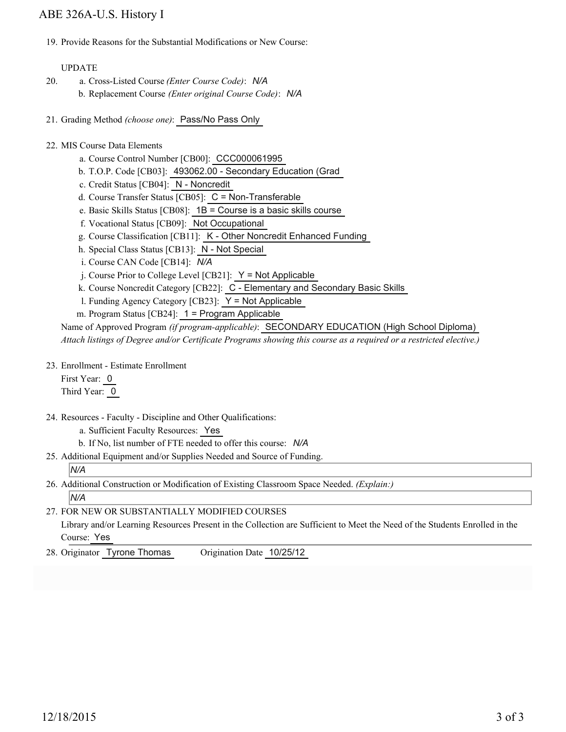19. Provide Reasons for the Substantial Modifications or New Course:

    UPDATE

20. a. Cross-Listed Course *(Enter Course Code)*: *N/A*
    b. Replacement Course *(Enter original Course Code)*: *N/A*

21. Grading Method *(choose one)*: Pass/No Pass Only

22. MIS Course Data Elements
    a. Course Control Number [CB00]: CCC000061995
    b. T.O.P. Code [CB03]: 493062.00 - Secondary Education (Grad
    c. Credit Status [CB04]: N - Noncredit
    d. Course Transfer Status [CB05]: C = Non-Transferable
    e. Basic Skills Status [CB08]: 1B = Course is a basic skills course
    f. Vocational Status [CB09]: Not Occupational
    g. Course Classification [CB11]: K - Other Noncredit Enhanced Funding
    h. Special Class Status [CB13]: N - Not Special
    i. Course CAN Code [CB14]: *N/A*
    j. Course Prior to College Level [CB21]: Y = Not Applicable
    k. Course Noncredit Category [CB22]: C - Elementary and Secondary Basic Skills
    l. Funding Agency Category [CB23]: Y = Not Applicable
    m. Program Status [CB24]: 1 = Program Applicable

    Name of Approved Program *(if program-applicable)*: SECONDARY EDUCATION (High School Diploma)
    *Attach listings of Degree and/or Certificate Programs showing this course as a required or a restricted elective.)*

23. Enrollment - Estimate Enrollment
    First Year: 0
    Third Year: 0

24. Resources - Faculty - Discipline and Other Qualifications:
    a. Sufficient Faculty Resources: Yes
    b. If No, list number of FTE needed to offer this course: *N/A*

25. Additional Equipment and/or Supplies Needed and Source of Funding.
    *N/A*

26. Additional Construction or Modification of Existing Classroom Space Needed. *(Explain:)*
    *N/A*

27. FOR NEW OR SUBSTANTIALLY MODIFIED COURSES
    Library and/or Learning Resources Present in the Collection are Sufficient to Meet the Need of the Students Enrolled in the Course: Yes

28. Originator Tyrone Thomas    Origination Date 10/25/12